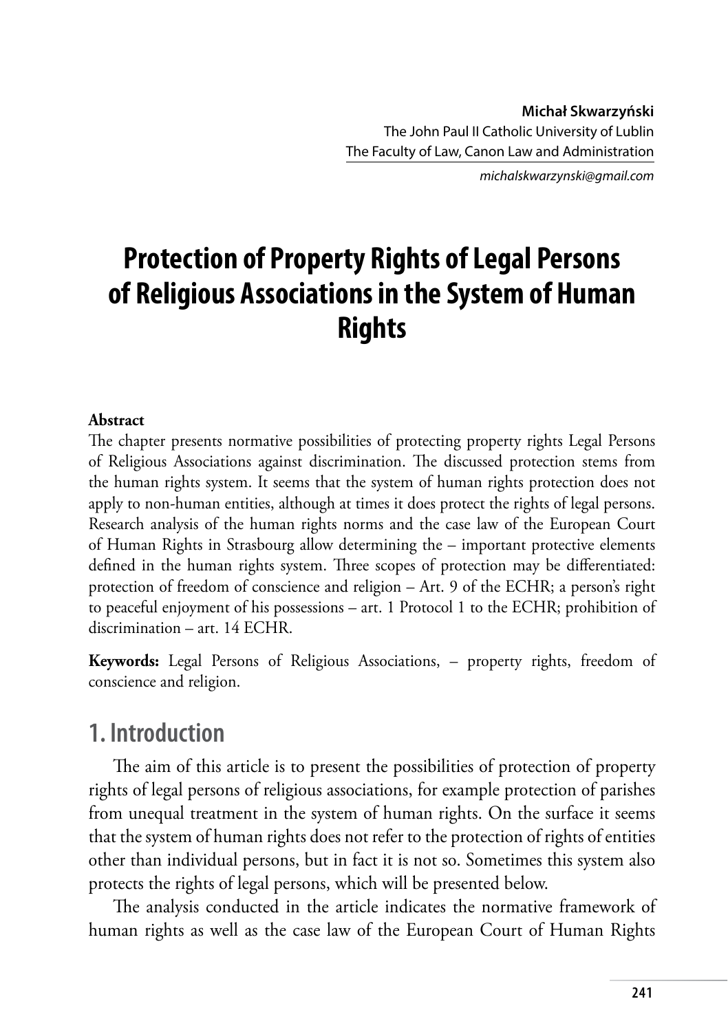**Michał Skwarzyński**
The John Paul II Catholic University of Lublin
The Faculty of Law, Canon Law and Administration
*michalskwarzynski@gmail.com*

# Protection of Property Rights of Legal Persons of Religious Associations in the System of Human Rights

**Abstract**

The chapter presents normative possibilities of protecting property rights Legal Persons of Religious Associations against discrimination. The discussed protection stems from the human rights system. It seems that the system of human rights protection does not apply to non-human entities, although at times it does protect the rights of legal persons. Research analysis of the human rights norms and the case law of the European Court of Human Rights in Strasbourg allow determining the – important protective elements defined in the human rights system. Three scopes of protection may be differentiated: protection of freedom of conscience and religion – Art. 9 of the ECHR; a person's right to peaceful enjoyment of his possessions – art. 1 Protocol 1 to the ECHR; prohibition of discrimination – art. 14 ECHR.

**Keywords:** Legal Persons of Religious Associations, – property rights, freedom of conscience and religion.

## 1. Introduction

The aim of this article is to present the possibilities of protection of property rights of legal persons of religious associations, for example protection of parishes from unequal treatment in the system of human rights. On the surface it seems that the system of human rights does not refer to the protection of rights of entities other than individual persons, but in fact it is not so. Sometimes this system also protects the rights of legal persons, which will be presented below.

The analysis conducted in the article indicates the normative framework of human rights as well as the case law of the European Court of Human Rights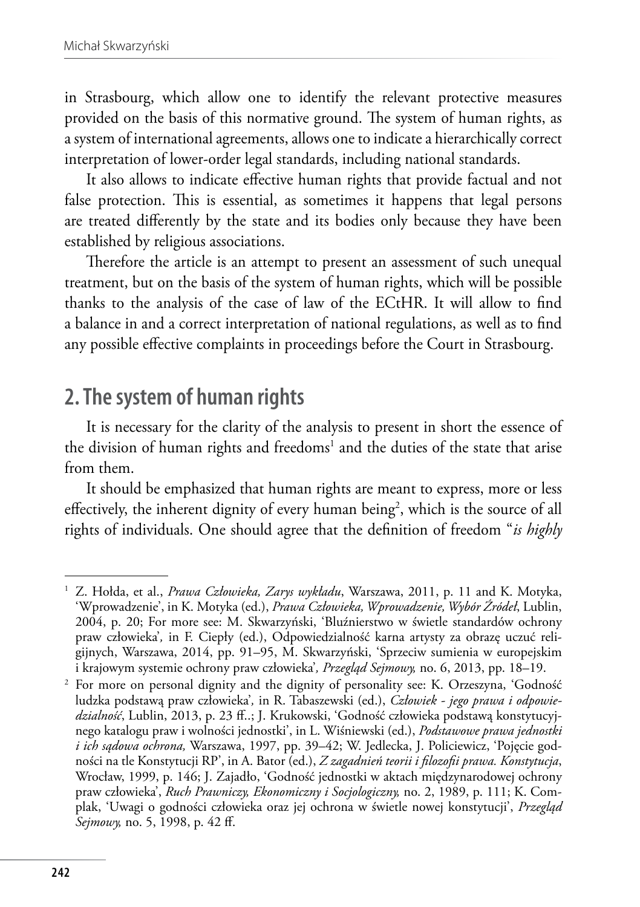in Strasbourg, which allow one to identify the relevant protective measures provided on the basis of this normative ground. The system of human rights, as a system of international agreements, allows one to indicate a hierarchically correct interpretation of lower-order legal standards, including national standards.

It also allows to indicate effective human rights that provide factual and not false protection. This is essential, as sometimes it happens that legal persons are treated differently by the state and its bodies only because they have been established by religious associations.

Therefore the article is an attempt to present an assessment of such unequal treatment, but on the basis of the system of human rights, which will be possible thanks to the analysis of the case of law of the ECtHR. It will allow to find a balance in and a correct interpretation of national regulations, as well as to find any possible effective complaints in proceedings before the Court in Strasbourg.

## 2. The system of human rights

It is necessary for the clarity of the analysis to present in short the essence of the division of human rights and freedoms[1] and the duties of the state that arise from them.

It should be emphasized that human rights are meant to express, more or less effectively, the inherent dignity of every human being[2], which is the source of all rights of individuals. One should agree that the definition of freedom "*is highly*

---

[1] Z. Hołda, et al., *Prawa Człowieka, Zarys wykładu*, Warszawa, 2011, p. 11 and K. Motyka, 'Wprowadzenie', in K. Motyka (ed.), *Prawa Człowieka, Wprowadzenie, Wybór Źródeł*, Lublin, 2004, p. 20; For more see: M. Skwarzyński, 'Bluźnierstwo w świetle standardów ochrony praw człowieka', in F. Ciepły (ed.), Odpowiedzialność karna artysty za obrazę uczuć religijnych, Warszawa, 2014, pp. 91–95, M. Skwarzyński, 'Sprzeciw sumienia w europejskim i krajowym systemie ochrony praw człowieka', *Przegląd Sejmowy,* no. 6, 2013, pp. 18–19.

[2] For more on personal dignity and the dignity of personality see: K. Orzeszyna, 'Godność ludzka podstawą praw człowieka', in R. Tabaszewski (ed.), *Człowiek - jego prawa i odpowiedzialność*, Lublin, 2013, p. 23 ff..; J. Krukowski, 'Godność człowieka podstawą konstytucyjnego katalogu praw i wolności jednostki', in L. Wiśniewski (ed.), *Podstawowe prawa jednostki i ich sądowa ochrona,* Warszawa, 1997, pp. 39–42; W. Jedlecka, J. Policiewicz, 'Pojęcie godności na tle Konstytucji RP', in A. Bator (ed.), *Z zagadnień teorii i filozofii prawa. Konstytucja*, Wrocław, 1999, p. 146; J. Zajadło, 'Godność jednostki w aktach międzynarodowej ochrony praw człowieka', *Ruch Prawniczy, Ekonomiczny i Socjologiczny,* no. 2, 1989, p. 111; K. Complak, 'Uwagi o godności człowieka oraz jej ochrona w świetle nowej konstytucji', *Przegląd Sejmowy,* no. 5, 1998, p. 42 ff.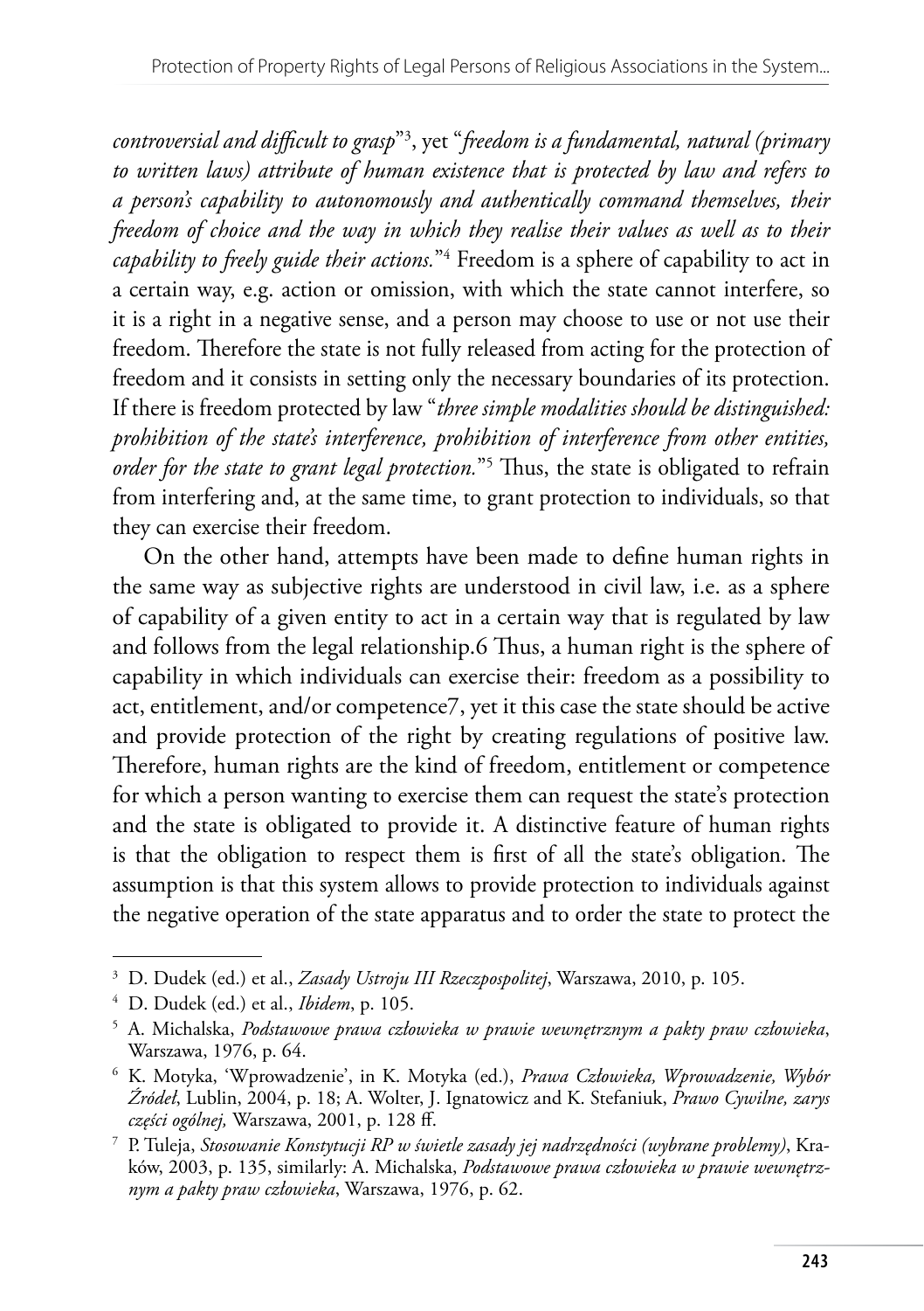*controversial and difficult to grasp*"[3], yet "*freedom is a fundamental, natural (primary to written laws) attribute of human existence that is protected by law and refers to a person's capability to autonomously and authentically command themselves, their freedom of choice and the way in which they realise their values as well as to their capability to freely guide their actions.*"[4] Freedom is a sphere of capability to act in a certain way, e.g. action or omission, with which the state cannot interfere, so it is a right in a negative sense, and a person may choose to use or not use their freedom. Therefore the state is not fully released from acting for the protection of freedom and it consists in setting only the necessary boundaries of its protection. If there is freedom protected by law "*three simple modalities should be distinguished: prohibition of the state's interference, prohibition of interference from other entities, order for the state to grant legal protection.*"[5] Thus, the state is obligated to refrain from interfering and, at the same time, to grant protection to individuals, so that they can exercise their freedom.

On the other hand, attempts have been made to define human rights in the same way as subjective rights are understood in civil law, i.e. as a sphere of capability of a given entity to act in a certain way that is regulated by law and follows from the legal relationship.6 Thus, a human right is the sphere of capability in which individuals can exercise their: freedom as a possibility to act, entitlement, and/or competence7, yet it this case the state should be active and provide protection of the right by creating regulations of positive law. Therefore, human rights are the kind of freedom, entitlement or competence for which a person wanting to exercise them can request the state's protection and the state is obligated to provide it. A distinctive feature of human rights is that the obligation to respect them is first of all the state's obligation. The assumption is that this system allows to provide protection to individuals against the negative operation of the state apparatus and to order the state to protect the

---

[3] D. Dudek (ed.) et al., *Zasady Ustroju III Rzeczpospolitej*, Warszawa, 2010, p. 105.

[4] D. Dudek (ed.) et al., *Ibidem*, p. 105.

[5] A. Michalska, *Podstawowe prawa człowieka w prawie wewnętrznym a pakty praw człowieka*, Warszawa, 1976, p. 64.

[6] K. Motyka, 'Wprowadzenie', in K. Motyka (ed.), *Prawa Człowieka, Wprowadzenie, Wybór Źródeł*, Lublin, 2004, p. 18; A. Wolter, J. Ignatowicz and K. Stefaniuk, *Prawo Cywilne, zarys części ogólnej,* Warszawa, 2001, p. 128 ff.

[7] P. Tuleja, *Stosowanie Konstytucji RP w świetle zasady jej nadrzędności (wybrane problemy)*, Kraków, 2003, p. 135, similarly: A. Michalska, *Podstawowe prawa człowieka w prawie wewnętrznym a pakty praw człowieka*, Warszawa, 1976, p. 62.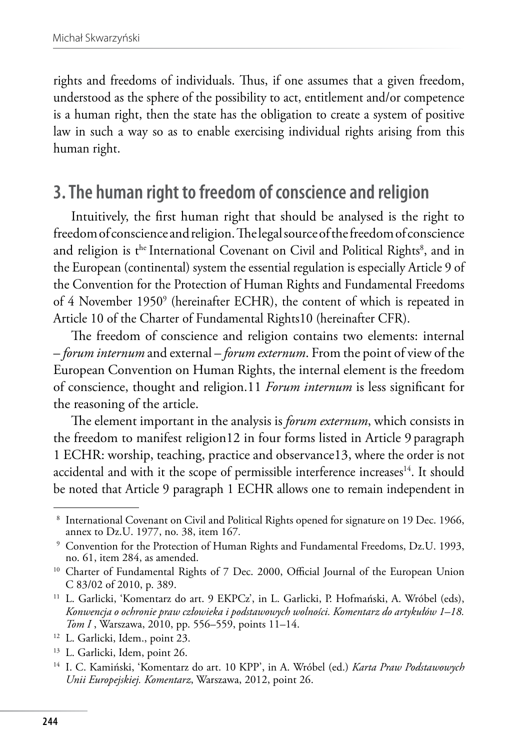rights and freedoms of individuals. Thus, if one assumes that a given freedom, understood as the sphere of the possibility to act, entitlement and/or competence is a human right, then the state has the obligation to create a system of positive law in such a way so as to enable exercising individual rights arising from this human right.

## 3. The human right to freedom of conscience and religion

Intuitively, the first human right that should be analysed is the right to freedom of conscience and religion. The legal source of the freedom of conscience and religion is t[he] International Covenant on Civil and Political Rights[8], and in the European (continental) system the essential regulation is especially Article 9 of the Convention for the Protection of Human Rights and Fundamental Freedoms of 4 November 1950[9] (hereinafter ECHR), the content of which is repeated in Article 10 of the Charter of Fundamental Rights10 (hereinafter CFR).

The freedom of conscience and religion contains two elements: internal – *forum internum* and external – *forum externum*. From the point of view of the European Convention on Human Rights, the internal element is the freedom of conscience, thought and religion.11 *Forum internum* is less significant for the reasoning of the article.

The element important in the analysis is *forum externum*, which consists in the freedom to manifest religion12 in four forms listed in Article 9 paragraph 1 ECHR: worship, teaching, practice and observance13, where the order is not accidental and with it the scope of permissible interference increases[14]. It should be noted that Article 9 paragraph 1 ECHR allows one to remain independent in

---

[8] International Covenant on Civil and Political Rights opened for signature on 19 Dec. 1966, annex to Dz.U. 1977, no. 38, item 167.

[9] Convention for the Protection of Human Rights and Fundamental Freedoms, Dz.U. 1993, no. 61, item 284, as amended.

[10] Charter of Fundamental Rights of 7 Dec. 2000, Official Journal of the European Union C 83/02 of 2010, p. 389.

[11] L. Garlicki, 'Komentarz do art. 9 EKPCz', in L. Garlicki, P. Hofmański, A. Wróbel (eds), *Konwencja o ochronie praw człowieka i podstawowych wolności. Komentarz do artykułów 1–18. Tom I*, Warszawa, 2010, pp. 556–559, points 11–14.

[12] L. Garlicki, Idem., point 23.

[13] L. Garlicki, Idem, point 26.

[14] I. C. Kamiński, 'Komentarz do art. 10 KPP', in A. Wróbel (ed.) *Karta Praw Podstawowych Unii Europejskiej. Komentarz*, Warszawa, 2012, point 26.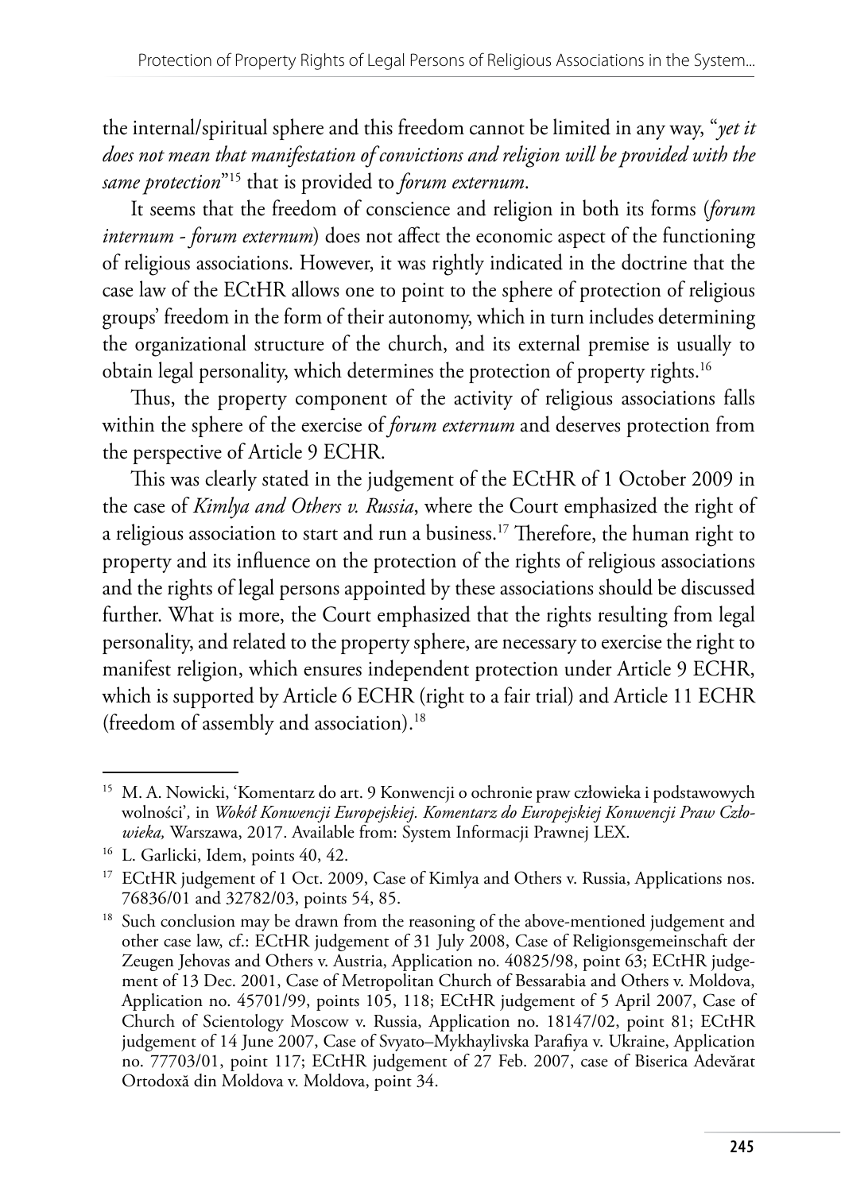the internal/spiritual sphere and this freedom cannot be limited in any way, "*yet it does not mean that manifestation of convictions and religion will be provided with the same protection*"[15] that is provided to *forum externum*.

It seems that the freedom of conscience and religion in both its forms (*forum internum - forum externum*) does not affect the economic aspect of the functioning of religious associations. However, it was rightly indicated in the doctrine that the case law of the ECtHR allows one to point to the sphere of protection of religious groups' freedom in the form of their autonomy, which in turn includes determining the organizational structure of the church, and its external premise is usually to obtain legal personality, which determines the protection of property rights.[16]

Thus, the property component of the activity of religious associations falls within the sphere of the exercise of *forum externum* and deserves protection from the perspective of Article 9 ECHR.

This was clearly stated in the judgement of the ECtHR of 1 October 2009 in the case of *Kimlya and Others v. Russia*, where the Court emphasized the right of a religious association to start and run a business.[17] Therefore, the human right to property and its influence on the protection of the rights of religious associations and the rights of legal persons appointed by these associations should be discussed further. What is more, the Court emphasized that the rights resulting from legal personality, and related to the property sphere, are necessary to exercise the right to manifest religion, which ensures independent protection under Article 9 ECHR, which is supported by Article 6 ECHR (right to a fair trial) and Article 11 ECHR (freedom of assembly and association).[18]

---

[15] M. A. Nowicki, 'Komentarz do art. 9 Konwencji o ochronie praw człowieka i podstawowych wolności', in *Wokół Konwencji Europejskiej. Komentarz do Europejskiej Konwencji Praw Człowieka,* Warszawa, 2017. Available from: System Informacji Prawnej LEX.

[16] L. Garlicki, Idem, points 40, 42.

[17] ECtHR judgement of 1 Oct. 2009, Case of Kimlya and Others v. Russia, Applications nos. 76836/01 and 32782/03, points 54, 85.

[18] Such conclusion may be drawn from the reasoning of the above-mentioned judgement and other case law, cf.: ECtHR judgement of 31 July 2008, Case of Religionsgemeinschaft der Zeugen Jehovas and Others v. Austria, Application no. 40825/98, point 63; ECtHR judgement of 13 Dec. 2001, Case of Metropolitan Church of Bessarabia and Others v. Moldova, Application no. 45701/99, points 105, 118; ECtHR judgement of 5 April 2007, Case of Church of Scientology Moscow v. Russia, Application no. 18147/02, point 81; ECtHR judgement of 14 June 2007, Case of Svyato–Mykhaylivska Parafiya v. Ukraine, Application no. 77703/01, point 117; ECtHR judgement of 27 Feb. 2007, case of Biserica Adevărat Ortodoxă din Moldova v. Moldova, point 34.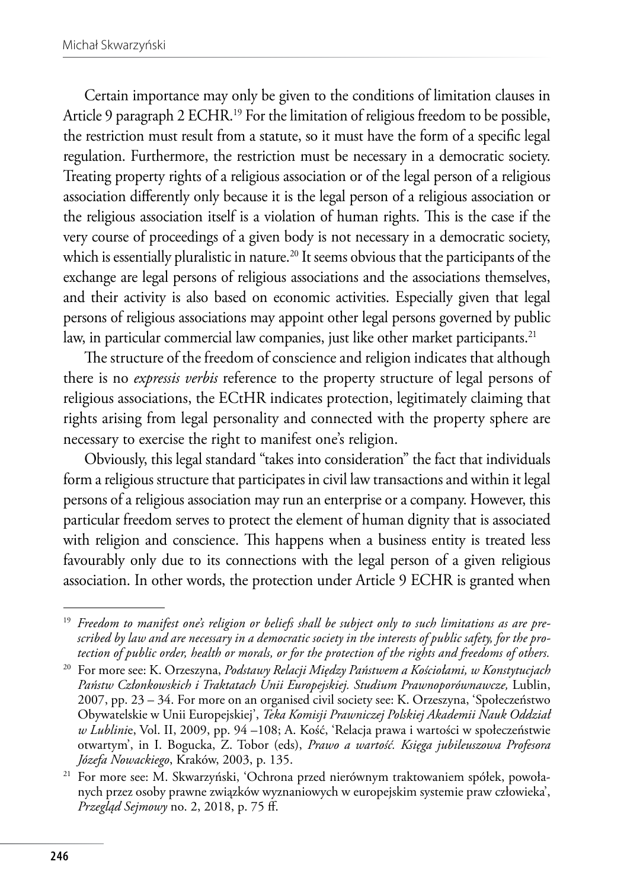Certain importance may only be given to the conditions of limitation clauses in Article 9 paragraph 2 ECHR.[19] For the limitation of religious freedom to be possible, the restriction must result from a statute, so it must have the form of a specific legal regulation. Furthermore, the restriction must be necessary in a democratic society. Treating property rights of a religious association or of the legal person of a religious association differently only because it is the legal person of a religious association or the religious association itself is a violation of human rights. This is the case if the very course of proceedings of a given body is not necessary in a democratic society, which is essentially pluralistic in nature.[20] It seems obvious that the participants of the exchange are legal persons of religious associations and the associations themselves, and their activity is also based on economic activities. Especially given that legal persons of religious associations may appoint other legal persons governed by public law, in particular commercial law companies, just like other market participants.[21]

The structure of the freedom of conscience and religion indicates that although there is no *expressis verbis* reference to the property structure of legal persons of religious associations, the ECtHR indicates protection, legitimately claiming that rights arising from legal personality and connected with the property sphere are necessary to exercise the right to manifest one's religion.

Obviously, this legal standard "takes into consideration" the fact that individuals form a religious structure that participates in civil law transactions and within it legal persons of a religious association may run an enterprise or a company. However, this particular freedom serves to protect the element of human dignity that is associated with religion and conscience. This happens when a business entity is treated less favourably only due to its connections with the legal person of a given religious association. In other words, the protection under Article 9 ECHR is granted when

---

[19] *Freedom to manifest one's religion or beliefs shall be subject only to such limitations as are prescribed by law and are necessary in a democratic society in the interests of public safety, for the protection of public order, health or morals, or for the protection of the rights and freedoms of others.*

[20] For more see: K. Orzeszyna, *Podstawy Relacji Między Państwem a Kościołami, w Konstytucjach Państw Członkowskich i Traktatach Unii Europejskiej. Studium Prawnoporównawcze,* Lublin, 2007, pp. 23 – 34. For more on an organised civil society see: K. Orzeszyna, 'Społeczeństwo Obywatelskie w Unii Europejskiej', *Teka Komisji Prawniczej Polskiej Akademii Nauk Oddział w Lublinie*, Vol. II, 2009, pp. 94 –108; A. Kość, 'Relacja prawa i wartości w społeczeństwie otwartym', in I. Bogucka, Z. Tobor (eds), *Prawo a wartość. Księga jubileuszowa Profesora Józefa Nowackiego*, Kraków, 2003, p. 135.

[21] For more see: M. Skwarzyński, 'Ochrona przed nierównym traktowaniem spółek, powołanych przez osoby prawne związków wyznaniowych w europejskim systemie praw człowieka', *Przegląd Sejmowy* no. 2, 2018, p. 75 ff.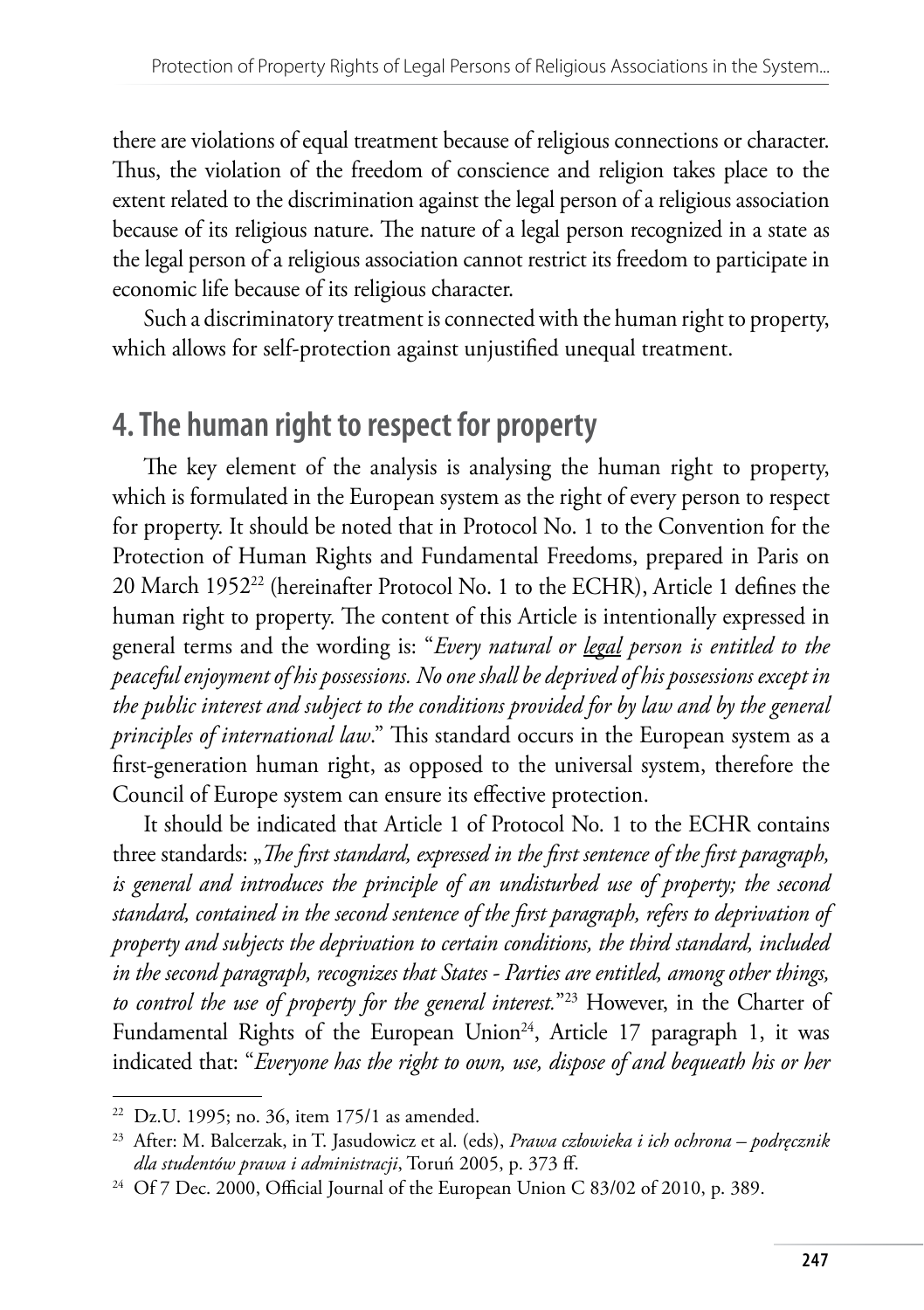there are violations of equal treatment because of religious connections or character. Thus, the violation of the freedom of conscience and religion takes place to the extent related to the discrimination against the legal person of a religious association because of its religious nature. The nature of a legal person recognized in a state as the legal person of a religious association cannot restrict its freedom to participate in economic life because of its religious character.

Such a discriminatory treatment is connected with the human right to property, which allows for self-protection against unjustified unequal treatment.

## 4. The human right to respect for property

The key element of the analysis is analysing the human right to property, which is formulated in the European system as the right of every person to respect for property. It should be noted that in Protocol No. 1 to the Convention for the Protection of Human Rights and Fundamental Freedoms, prepared in Paris on 20 March 1952[22] (hereinafter Protocol No. 1 to the ECHR), Article 1 defines the human right to property. The content of this Article is intentionally expressed in general terms and the wording is: "*Every natural or <u>legal</u> person is entitled to the peaceful enjoyment of his possessions. No one shall be deprived of his possessions except in the public interest and subject to the conditions provided for by law and by the general principles of international law*." This standard occurs in the European system as a first-generation human right, as opposed to the universal system, therefore the Council of Europe system can ensure its effective protection.

It should be indicated that Article 1 of Protocol No. 1 to the ECHR contains three standards: „*The first standard, expressed in the first sentence of the first paragraph, is general and introduces the principle of an undisturbed use of property; the second standard, contained in the second sentence of the first paragraph, refers to deprivation of property and subjects the deprivation to certain conditions, the third standard, included in the second paragraph, recognizes that States - Parties are entitled, among other things, to control the use of property for the general interest.*"[23] However, in the Charter of Fundamental Rights of the European Union[24], Article 17 paragraph 1, it was indicated that: "*Everyone has the right to own, use, dispose of and bequeath his or her*

---

[22] Dz.U. 1995; no. 36, item 175/1 as amended.

[23] After: M. Balcerzak, in T. Jasudowicz et al. (eds), *Prawa człowieka i ich ochrona – podręcznik dla studentów prawa i administracji*, Toruń 2005, p. 373 ff.

[24] Of 7 Dec. 2000, Official Journal of the European Union C 83/02 of 2010, p. 389.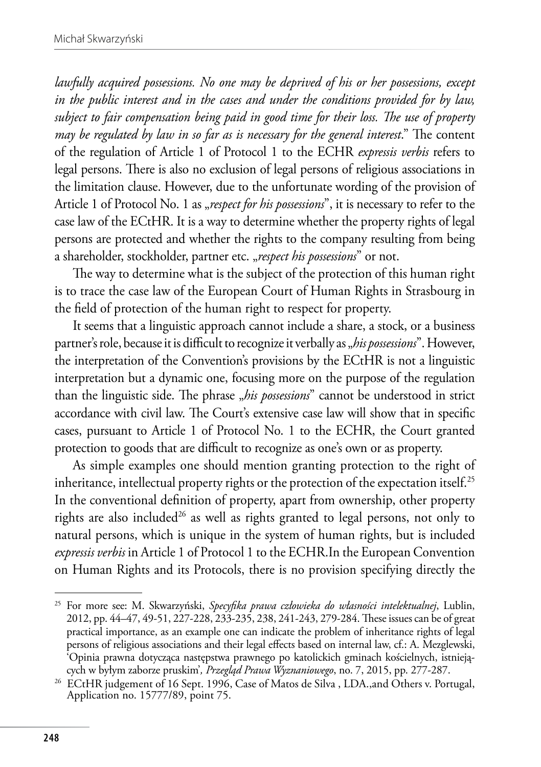*lawfully acquired possessions. No one may be deprived of his or her possessions, except in the public interest and in the cases and under the conditions provided for by law, subject to fair compensation being paid in good time for their loss. The use of property may be regulated by law in so far as is necessary for the general interest*." The content of the regulation of Article 1 of Protocol 1 to the ECHR *expressis verbis* refers to legal persons. There is also no exclusion of legal persons of religious associations in the limitation clause. However, due to the unfortunate wording of the provision of Article 1 of Protocol No. 1 as „*respect for his possessions*", it is necessary to refer to the case law of the ECtHR. It is a way to determine whether the property rights of legal persons are protected and whether the rights to the company resulting from being a shareholder, stockholder, partner etc. „*respect his possessions*" or not.

The way to determine what is the subject of the protection of this human right is to trace the case law of the European Court of Human Rights in Strasbourg in the field of protection of the human right to respect for property.

It seems that a linguistic approach cannot include a share, a stock, or a business partner's role, because it is difficult to recognize it verbally as „*his possessions*". However, the interpretation of the Convention's provisions by the ECtHR is not a linguistic interpretation but a dynamic one, focusing more on the purpose of the regulation than the linguistic side. The phrase „*his possessions*" cannot be understood in strict accordance with civil law. The Court's extensive case law will show that in specific cases, pursuant to Article 1 of Protocol No. 1 to the ECHR, the Court granted protection to goods that are difficult to recognize as one's own or as property.

As simple examples one should mention granting protection to the right of inheritance, intellectual property rights or the protection of the expectation itself.[25] In the conventional definition of property, apart from ownership, other property rights are also included[26] as well as rights granted to legal persons, not only to natural persons, which is unique in the system of human rights, but is included *expressis verbis* in Article 1 of Protocol 1 to the ECHR.In the European Convention on Human Rights and its Protocols, there is no provision specifying directly the

---

[25] For more see: M. Skwarzyński, *Specyfika prawa człowieka do własności intelektualnej*, Lublin, 2012, pp. 44–47, 49-51, 227-228, 233-235, 238, 241-243, 279-284. These issues can be of great practical importance, as an example one can indicate the problem of inheritance rights of legal persons of religious associations and their legal effects based on internal law, cf.: A. Mezglewski, 'Opinia prawna dotycząca następstwa prawnego po katolickich gminach kościelnych, istniejących w byłym zaborze pruskim', *Przegląd Prawa Wyznaniowego*, no. 7, 2015, pp. 277-287.

[26] ECtHR judgement of 16 Sept. 1996, Case of Matos de Silva , LDA.,and Others v. Portugal, Application no. 15777/89, point 75.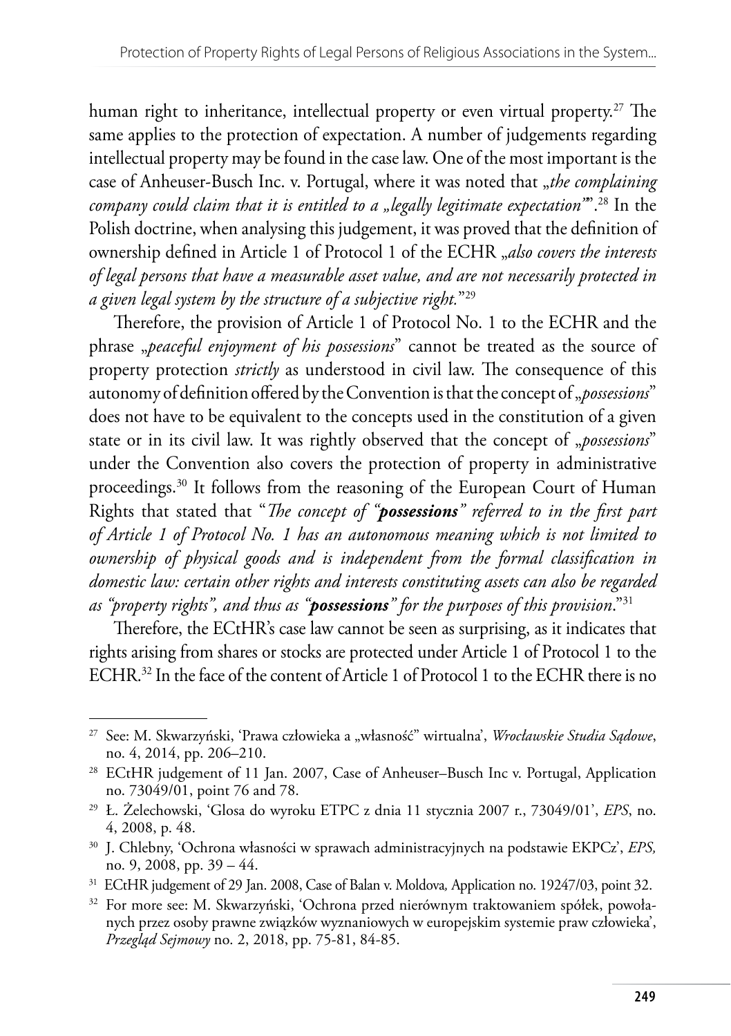human right to inheritance, intellectual property or even virtual property.[27] The same applies to the protection of expectation. A number of judgements regarding intellectual property may be found in the case law. One of the most important is the case of Anheuser-Busch Inc. v. Portugal, where it was noted that „*the complaining company could claim that it is entitled to a „legally legitimate expectation”*”.[28] In the Polish doctrine, when analysing this judgement, it was proved that the definition of ownership defined in Article 1 of Protocol 1 of the ECHR „*also covers the interests of legal persons that have a measurable asset value, and are not necessarily protected in a given legal system by the structure of a subjective right.*”[29]

Therefore, the provision of Article 1 of Protocol No. 1 to the ECHR and the phrase „*peaceful enjoyment of his possessions*” cannot be treated as the source of property protection *strictly* as understood in civil law. The consequence of this autonomy of definition offered by the Convention is that the concept of „*possessions*” does not have to be equivalent to the concepts used in the constitution of a given state or in its civil law. It was rightly observed that the concept of „*possessions*” under the Convention also covers the protection of property in administrative proceedings.[30] It follows from the reasoning of the European Court of Human Rights that stated that “*The concept of “**possessions**” referred to in the first part of Article 1 of Protocol No. 1 has an autonomous meaning which is not limited to ownership of physical goods and is independent from the formal classification in domestic law: certain other rights and interests constituting assets can also be regarded as “property rights”, and thus as “**possessions**” for the purposes of this provision*.”[31]

Therefore, the ECtHR's case law cannot be seen as surprising, as it indicates that rights arising from shares or stocks are protected under Article 1 of Protocol 1 to the ECHR.[32] In the face of the content of Article 1 of Protocol 1 to the ECHR there is no

---

[27] See: M. Skwarzyński, 'Prawa człowieka a „własność" wirtualna', *Wrocławskie Studia Sądowe*, no. 4, 2014, pp. 206–210.

[28] ECtHR judgement of 11 Jan. 2007, Case of Anheuser–Busch Inc v. Portugal, Application no. 73049/01, point 76 and 78.

[29] Ł. Żelechowski, 'Glosa do wyroku ETPC z dnia 11 stycznia 2007 r., 73049/01', *EPS*, no. 4, 2008, p. 48.

[30] J. Chlebny, 'Ochrona własności w sprawach administracyjnych na podstawie EKPCz', *EPS,* no. 9, 2008, pp. 39 – 44.

[31] ECtHR judgement of 29 Jan. 2008, Case of Balan v. Moldova*,* Application no. 19247/03, point 32.

[32] For more see: M. Skwarzyński, 'Ochrona przed nierównym traktowaniem spółek, powołanych przez osoby prawne związków wyznaniowych w europejskim systemie praw człowieka', *Przegląd Sejmowy* no. 2, 2018, pp. 75-81, 84-85.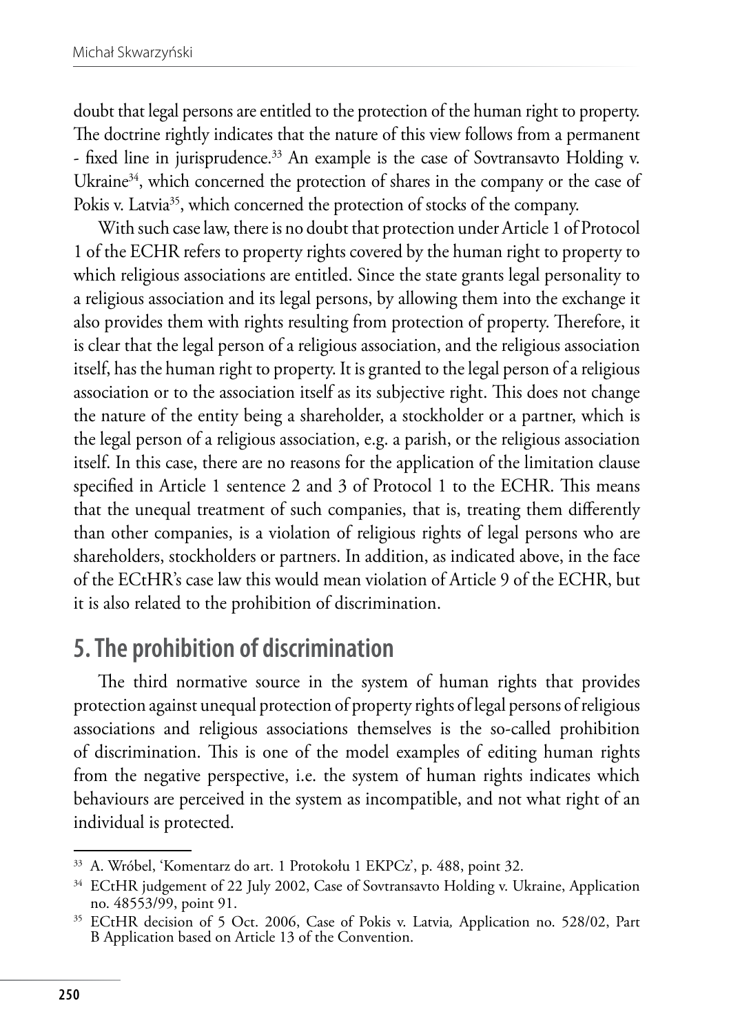doubt that legal persons are entitled to the protection of the human right to property. The doctrine rightly indicates that the nature of this view follows from a permanent - fixed line in jurisprudence.[33] An example is the case of Sovtransavto Holding v. Ukraine[34], which concerned the protection of shares in the company or the case of Pokis v. Latvia[35], which concerned the protection of stocks of the company.

With such case law, there is no doubt that protection under Article 1 of Protocol 1 of the ECHR refers to property rights covered by the human right to property to which religious associations are entitled. Since the state grants legal personality to a religious association and its legal persons, by allowing them into the exchange it also provides them with rights resulting from protection of property. Therefore, it is clear that the legal person of a religious association, and the religious association itself, has the human right to property. It is granted to the legal person of a religious association or to the association itself as its subjective right. This does not change the nature of the entity being a shareholder, a stockholder or a partner, which is the legal person of a religious association, e.g. a parish, or the religious association itself. In this case, there are no reasons for the application of the limitation clause specified in Article 1 sentence 2 and 3 of Protocol 1 to the ECHR. This means that the unequal treatment of such companies, that is, treating them differently than other companies, is a violation of religious rights of legal persons who are shareholders, stockholders or partners. In addition, as indicated above, in the face of the ECtHR's case law this would mean violation of Article 9 of the ECHR, but it is also related to the prohibition of discrimination.

## 5. The prohibition of discrimination

The third normative source in the system of human rights that provides protection against unequal protection of property rights of legal persons of religious associations and religious associations themselves is the so-called prohibition of discrimination. This is one of the model examples of editing human rights from the negative perspective, i.e. the system of human rights indicates which behaviours are perceived in the system as incompatible, and not what right of an individual is protected.

---

[33] A. Wróbel, 'Komentarz do art. 1 Protokołu 1 EKPCz', p. 488, point 32.

[34] ECtHR judgement of 22 July 2002, Case of Sovtransavto Holding v. Ukraine, Application no. 48553/99, point 91.

[35] ECtHR decision of 5 Oct. 2006, Case of Pokis v. Latvia, Application no. 528/02, Part B Application based on Article 13 of the Convention.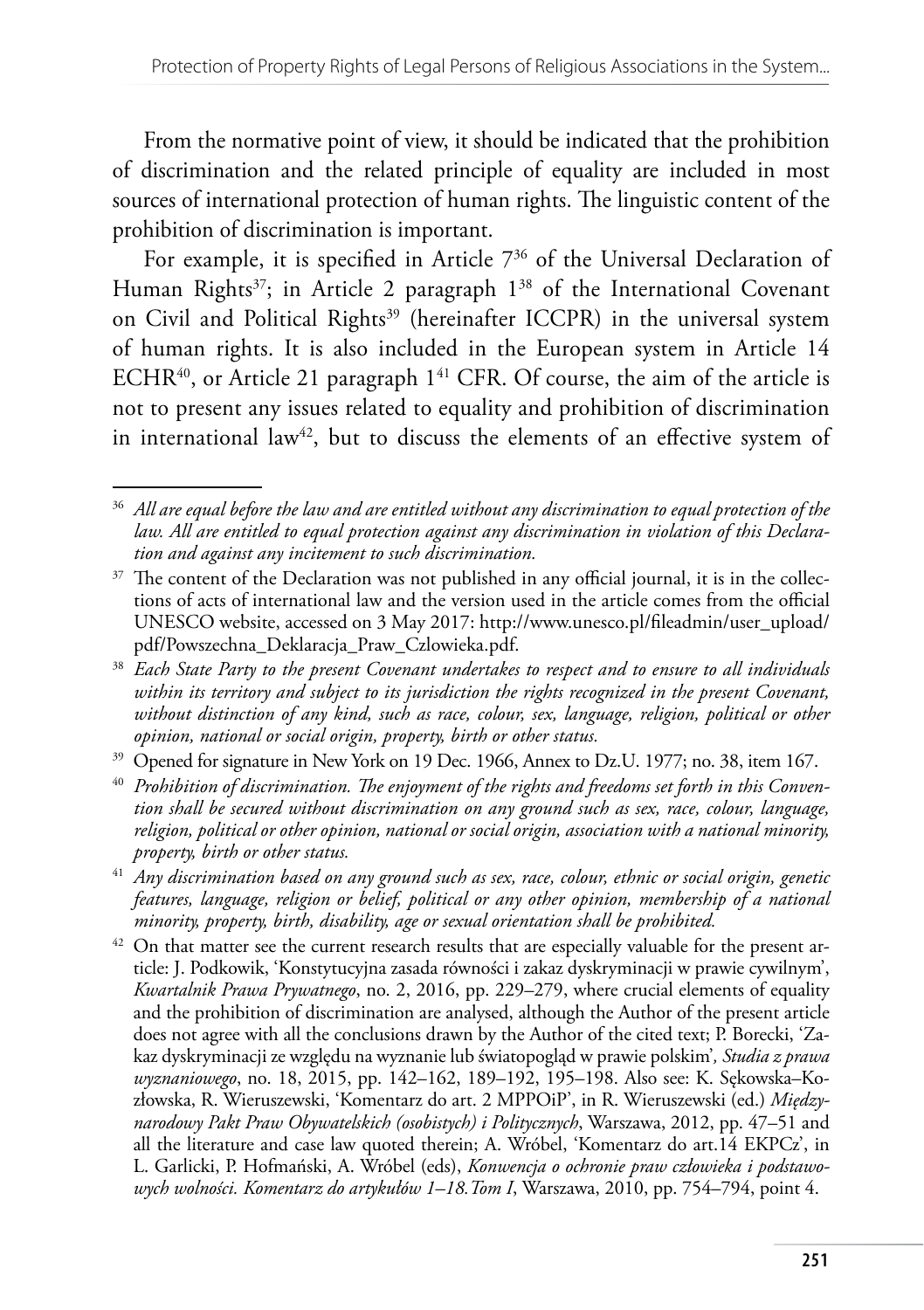From the normative point of view, it should be indicated that the prohibition of discrimination and the related principle of equality are included in most sources of international protection of human rights. The linguistic content of the prohibition of discrimination is important.

For example, it is specified in Article 7[36] of the Universal Declaration of Human Rights[37]; in Article 2 paragraph 1[38] of the International Covenant on Civil and Political Rights[39] (hereinafter ICCPR) in the universal system of human rights. It is also included in the European system in Article 14 ECHR[40], or Article 21 paragraph 1[41] CFR. Of course, the aim of the article is not to present any issues related to equality and prohibition of discrimination in international law[42], but to discuss the elements of an effective system of

---

[36] *All are equal before the law and are entitled without any discrimination to equal protection of the law. All are entitled to equal protection against any discrimination in violation of this Declaration and against any incitement to such discrimination.*

[37] The content of the Declaration was not published in any official journal, it is in the collections of acts of international law and the version used in the article comes from the official UNESCO website, accessed on 3 May 2017: http://www.unesco.pl/fileadmin/user_upload/pdf/Powszechna_Deklaracja_Praw_Czlowieka.pdf.

[38] *Each State Party to the present Covenant undertakes to respect and to ensure to all individuals within its territory and subject to its jurisdiction the rights recognized in the present Covenant, without distinction of any kind, such as race, colour, sex, language, religion, political or other opinion, national or social origin, property, birth or other status.*

[39] Opened for signature in New York on 19 Dec. 1966, Annex to Dz.U. 1977; no. 38, item 167.

[40] *Prohibition of discrimination. The enjoyment of the rights and freedoms set forth in this Convention shall be secured without discrimination on any ground such as sex, race, colour, language, religion, political or other opinion, national or social origin, association with a national minority, property, birth or other status.*

[41] *Any discrimination based on any ground such as sex, race, colour, ethnic or social origin, genetic features, language, religion or belief, political or any other opinion, membership of a national minority, property, birth, disability, age or sexual orientation shall be prohibited.*

[42] On that matter see the current research results that are especially valuable for the present article: J. Podkowik, 'Konstytucyjna zasada równości i zakaz dyskryminacji w prawie cywilnym', *Kwartalnik Prawa Prywatnego*, no. 2, 2016, pp. 229–279, where crucial elements of equality and the prohibition of discrimination are analysed, although the Author of the present article does not agree with all the conclusions drawn by the Author of the cited text; P. Borecki, 'Zakaz dyskryminacji ze względu na wyznanie lub światopogląd w prawie polskim', *Studia z prawa wyznaniowego*, no. 18, 2015, pp. 142–162, 189–192, 195–198. Also see: K. Sękowska–Kozłowska, R. Wieruszewski, 'Komentarz do art. 2 MPPOiP', in R. Wieruszewski (ed.) *Międzynarodowy Pakt Praw Obywatelskich (osobistych) i Politycznych*, Warszawa, 2012, pp. 47–51 and all the literature and case law quoted therein; A. Wróbel, 'Komentarz do art.14 EKPCz', in L. Garlicki, P. Hofmański, A. Wróbel (eds), *Konwencja o ochronie praw człowieka i podstawowych wolności. Komentarz do artykułów 1–18. Tom I*, Warszawa, 2010, pp. 754–794, point 4.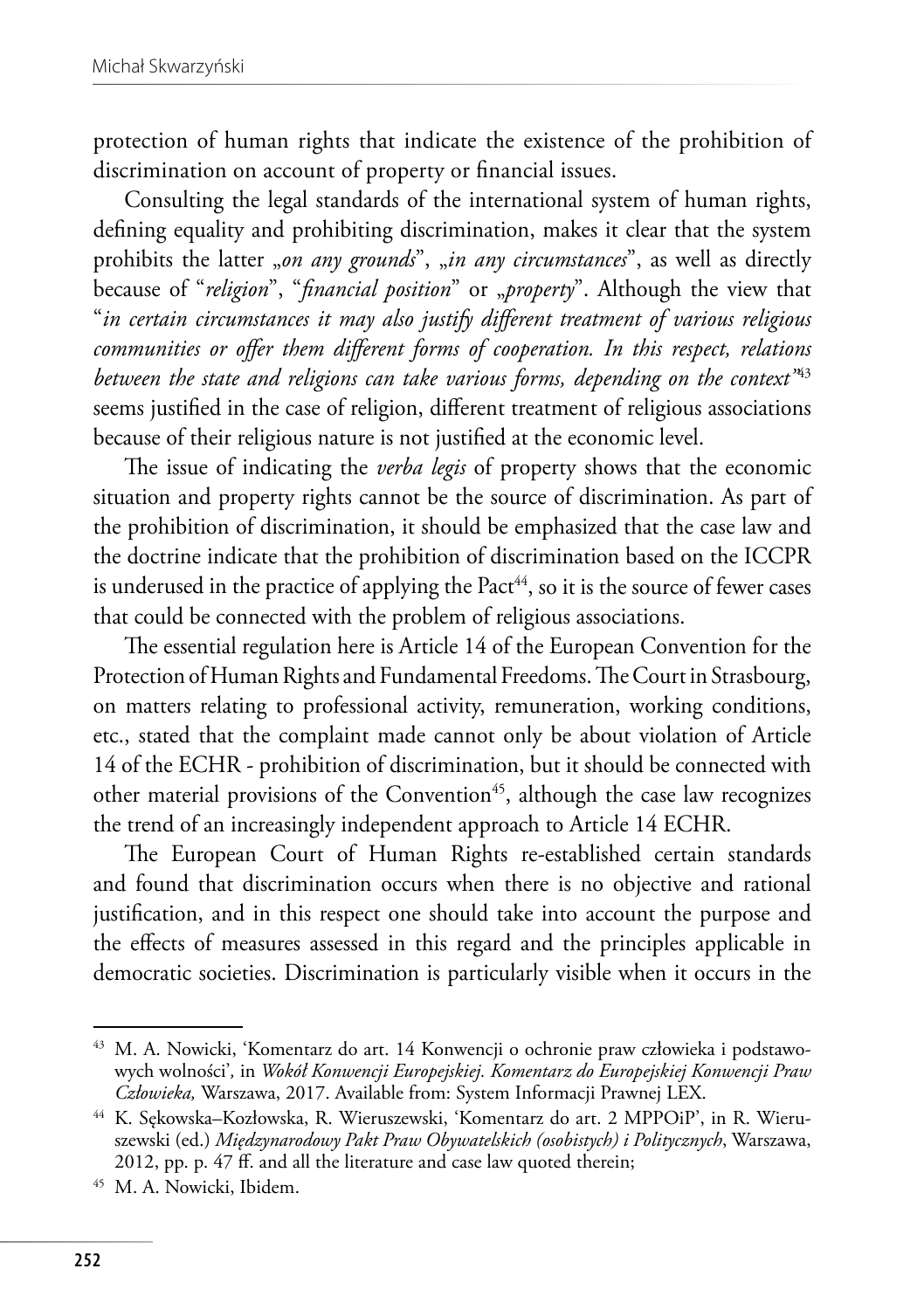protection of human rights that indicate the existence of the prohibition of discrimination on account of property or financial issues.

Consulting the legal standards of the international system of human rights, defining equality and prohibiting discrimination, makes it clear that the system prohibits the latter „*on any grounds*", „*in any circumstances*", as well as directly because of "*religion*", "*financial position*" or „*property*". Although the view that "*in certain circumstances it may also justify different treatment of various religious communities or offer them different forms of cooperation. In this respect, relations between the state and religions can take various forms, depending on the context"*[43] seems justified in the case of religion, different treatment of religious associations because of their religious nature is not justified at the economic level.

The issue of indicating the *verba legis* of property shows that the economic situation and property rights cannot be the source of discrimination. As part of the prohibition of discrimination, it should be emphasized that the case law and the doctrine indicate that the prohibition of discrimination based on the ICCPR is underused in the practice of applying the Pact[44], so it is the source of fewer cases that could be connected with the problem of religious associations.

The essential regulation here is Article 14 of the European Convention for the Protection of Human Rights and Fundamental Freedoms. The Court in Strasbourg, on matters relating to professional activity, remuneration, working conditions, etc., stated that the complaint made cannot only be about violation of Article 14 of the ECHR - prohibition of discrimination, but it should be connected with other material provisions of the Convention[45], although the case law recognizes the trend of an increasingly independent approach to Article 14 ECHR.

The European Court of Human Rights re-established certain standards and found that discrimination occurs when there is no objective and rational justification, and in this respect one should take into account the purpose and the effects of measures assessed in this regard and the principles applicable in democratic societies. Discrimination is particularly visible when it occurs in the

---

[43] M. A. Nowicki, 'Komentarz do art. 14 Konwencji o ochronie praw człowieka i podstawowych wolności'*,* in *Wokół Konwencji Europejskiej. Komentarz do Europejskiej Konwencji Praw Człowieka,* Warszawa, 2017. Available from: System Informacji Prawnej LEX.

[44] K. Sękowska–Kozłowska, R. Wieruszewski, 'Komentarz do art. 2 MPPOiP', in R. Wieruszewski (ed.) *Międzynarodowy Pakt Praw Obywatelskich (osobistych) i Politycznych*, Warszawa, 2012, pp. p. 47 ff. and all the literature and case law quoted therein;

[45] M. A. Nowicki, Ibidem.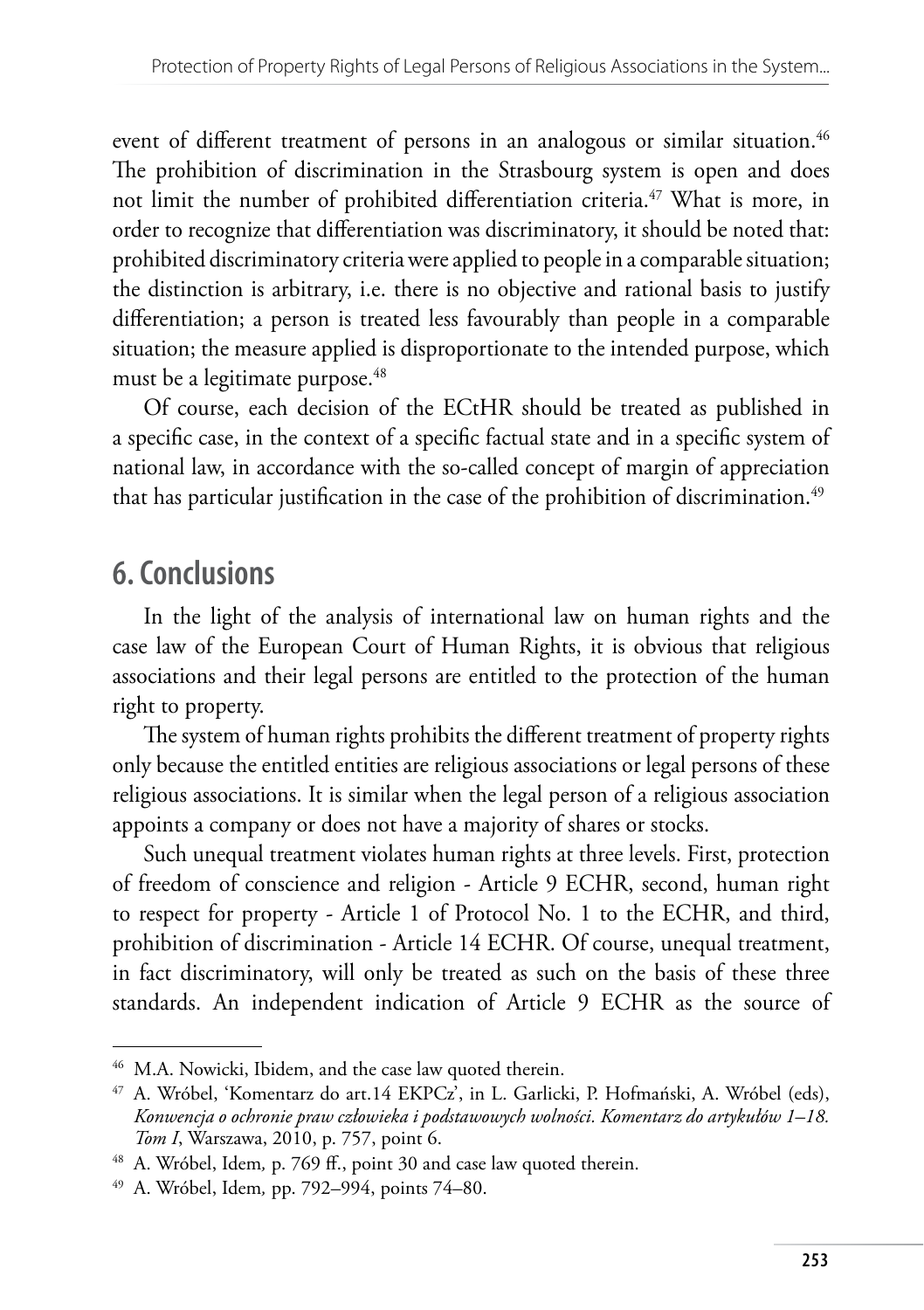event of different treatment of persons in an analogous or similar situation.[46] The prohibition of discrimination in the Strasbourg system is open and does not limit the number of prohibited differentiation criteria.[47] What is more, in order to recognize that differentiation was discriminatory, it should be noted that: prohibited discriminatory criteria were applied to people in a comparable situation; the distinction is arbitrary, i.e. there is no objective and rational basis to justify differentiation; a person is treated less favourably than people in a comparable situation; the measure applied is disproportionate to the intended purpose, which must be a legitimate purpose.[48]

Of course, each decision of the ECtHR should be treated as published in a specific case, in the context of a specific factual state and in a specific system of national law, in accordance with the so-called concept of margin of appreciation that has particular justification in the case of the prohibition of discrimination.[49]

## 6. Conclusions

In the light of the analysis of international law on human rights and the case law of the European Court of Human Rights, it is obvious that religious associations and their legal persons are entitled to the protection of the human right to property.

The system of human rights prohibits the different treatment of property rights only because the entitled entities are religious associations or legal persons of these religious associations. It is similar when the legal person of a religious association appoints a company or does not have a majority of shares or stocks.

Such unequal treatment violates human rights at three levels. First, protection of freedom of conscience and religion - Article 9 ECHR, second, human right to respect for property - Article 1 of Protocol No. 1 to the ECHR, and third, prohibition of discrimination - Article 14 ECHR. Of course, unequal treatment, in fact discriminatory, will only be treated as such on the basis of these three standards. An independent indication of Article 9 ECHR as the source of

---

[46] M.A. Nowicki, Ibidem, and the case law quoted therein.

[47] A. Wróbel, 'Komentarz do art.14 EKPCz', in L. Garlicki, P. Hofmański, A. Wróbel (eds), *Konwencja o ochronie praw człowieka i podstawowych wolności. Komentarz do artykułów 1–18. Tom I*, Warszawa, 2010, p. 757, point 6.

[48] A. Wróbel, Idem*,* p. 769 ff., point 30 and case law quoted therein.

[49] A. Wróbel, Idem*,* pp. 792–994, points 74–80.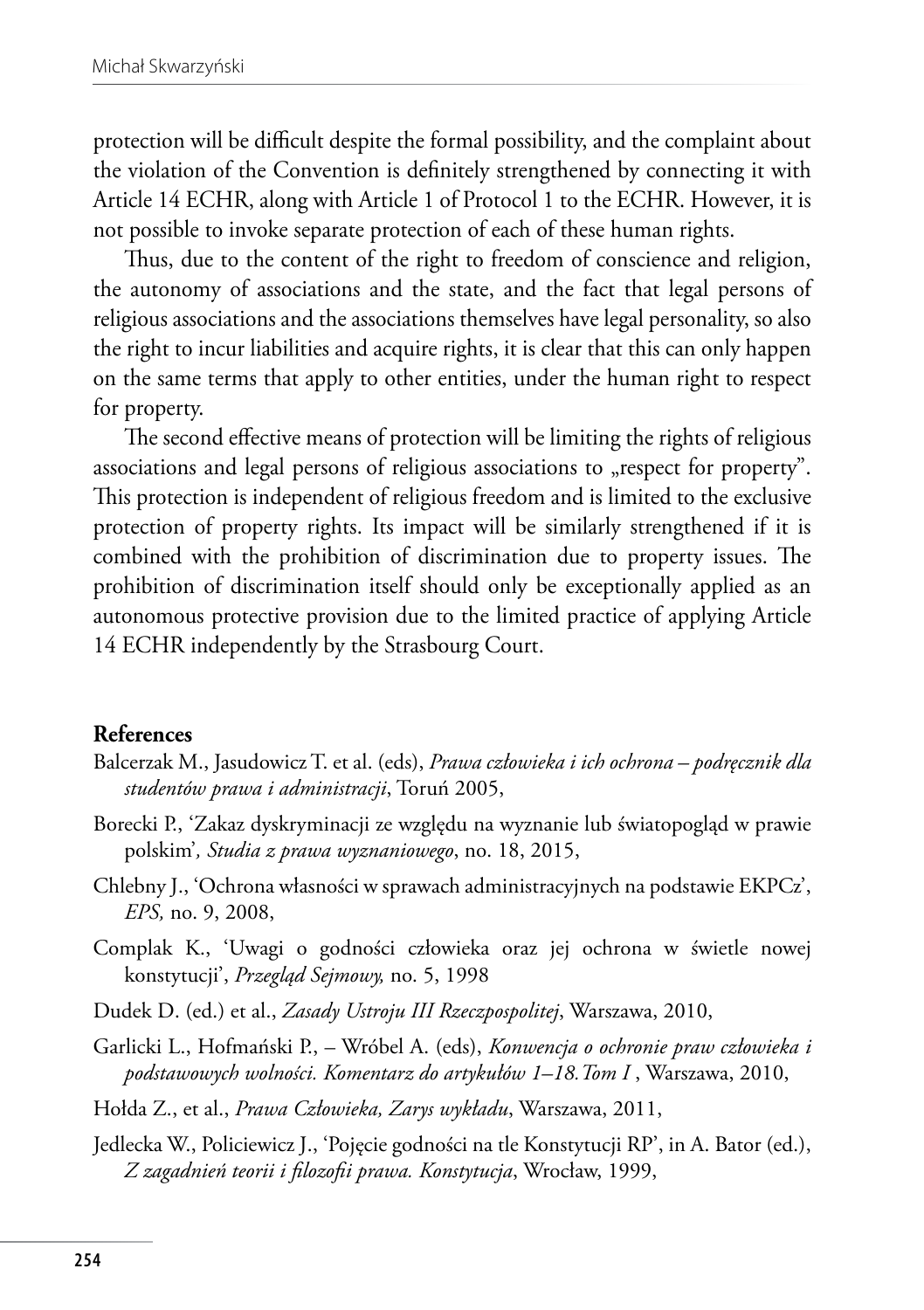protection will be difficult despite the formal possibility, and the complaint about the violation of the Convention is definitely strengthened by connecting it with Article 14 ECHR, along with Article 1 of Protocol 1 to the ECHR. However, it is not possible to invoke separate protection of each of these human rights.

Thus, due to the content of the right to freedom of conscience and religion, the autonomy of associations and the state, and the fact that legal persons of religious associations and the associations themselves have legal personality, so also the right to incur liabilities and acquire rights, it is clear that this can only happen on the same terms that apply to other entities, under the human right to respect for property.

The second effective means of protection will be limiting the rights of religious associations and legal persons of religious associations to „respect for property". This protection is independent of religious freedom and is limited to the exclusive protection of property rights. Its impact will be similarly strengthened if it is combined with the prohibition of discrimination due to property issues. The prohibition of discrimination itself should only be exceptionally applied as an autonomous protective provision due to the limited practice of applying Article 14 ECHR independently by the Strasbourg Court.

## References

Balcerzak M., Jasudowicz T. et al. (eds), *Prawa człowieka i ich ochrona – podręcznik dla studentów prawa i administracji*, Toruń 2005,

Borecki P., 'Zakaz dyskryminacji ze względu na wyznanie lub światopogląd w prawie polskim'*, Studia z prawa wyznaniowego*, no. 18, 2015,

Chlebny J., 'Ochrona własności w sprawach administracyjnych na podstawie EKPCz', *EPS,* no. 9, 2008,

Complak K., 'Uwagi o godności człowieka oraz jej ochrona w świetle nowej konstytucji', *Przegląd Sejmowy,* no. 5, 1998

Dudek D. (ed.) et al., *Zasady Ustroju III Rzeczpospolitej*, Warszawa, 2010,

Garlicki L., Hofmański P., – Wróbel A. (eds), *Konwencja o ochronie praw człowieka i podstawowych wolności. Komentarz do artykułów 1–18. Tom I* , Warszawa, 2010,

Hołda Z., et al., *Prawa Człowieka, Zarys wykładu*, Warszawa, 2011,

Jedlecka W., Policiewicz J., 'Pojęcie godności na tle Konstytucji RP', in A. Bator (ed.), *Z zagadnień teorii i filozofii prawa. Konstytucja*, Wrocław, 1999,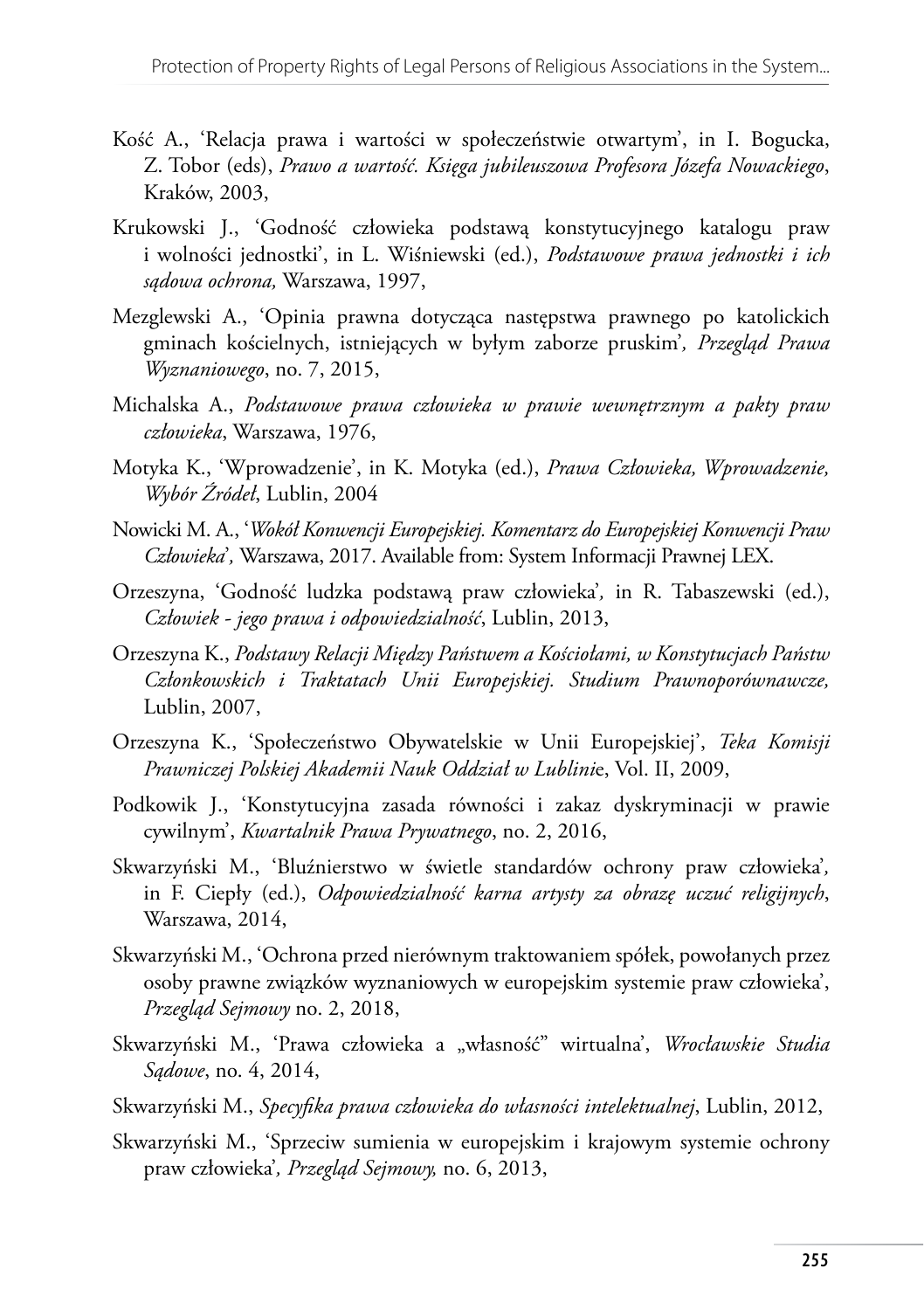Kość A., 'Relacja prawa i wartości w społeczeństwie otwartym', in I. Bogucka, Z. Tobor (eds), *Prawo a wartość. Księga jubileuszowa Profesora Józefa Nowackiego*, Kraków, 2003,

Krukowski J., 'Godność człowieka podstawą konstytucyjnego katalogu praw i wolności jednostki', in L. Wiśniewski (ed.), *Podstawowe prawa jednostki i ich sądowa ochrona,* Warszawa, 1997,

Mezglewski A., 'Opinia prawna dotycząca następstwa prawnego po katolickich gminach kościelnych, istniejących w byłym zaborze pruskim', *Przegląd Prawa Wyznaniowego*, no. 7, 2015,

Michalska A., *Podstawowe prawa człowieka w prawie wewnętrznym a pakty praw człowieka*, Warszawa, 1976,

Motyka K., 'Wprowadzenie', in K. Motyka (ed.), *Prawa Człowieka, Wprowadzenie, Wybór Źródeł*, Lublin, 2004

Nowicki M. A., '*Wokół Konwencji Europejskiej. Komentarz do Europejskiej Konwencji Praw Człowieka*', Warszawa, 2017. Available from: System Informacji Prawnej LEX.

Orzeszyna, 'Godność ludzka podstawą praw człowieka', in R. Tabaszewski (ed.), *Człowiek - jego prawa i odpowiedzialność*, Lublin, 2013,

Orzeszyna K., *Podstawy Relacji Między Państwem a Kościołami, w Konstytucjach Państw Członkowskich i Traktatach Unii Europejskiej. Studium Prawnoporównawcze,* Lublin, 2007,

Orzeszyna K., 'Społeczeństwo Obywatelskie w Unii Europejskiej', *Teka Komisji Prawniczej Polskiej Akademii Nauk Oddział w Lublini*e, Vol. II, 2009,

Podkowik J., 'Konstytucyjna zasada równości i zakaz dyskryminacji w prawie cywilnym', *Kwartalnik Prawa Prywatnego*, no. 2, 2016,

Skwarzyński M., 'Bluźnierstwo w świetle standardów ochrony praw człowieka', in F. Ciepły (ed.), *Odpowiedzialność karna artysty za obrazę uczuć religijnych*, Warszawa, 2014,

Skwarzyński M., 'Ochrona przed nierównym traktowaniem spółek, powołanych przez osoby prawne związków wyznaniowych w europejskim systemie praw człowieka', *Przegląd Sejmowy* no. 2, 2018,

Skwarzyński M., 'Prawa człowieka a „własność" wirtualna', *Wrocławskie Studia Sądowe*, no. 4, 2014,

Skwarzyński M., *Specyfika prawa człowieka do własności intelektualnej*, Lublin, 2012,

Skwarzyński M., 'Sprzeciw sumienia w europejskim i krajowym systemie ochrony praw człowieka', *Przegląd Sejmowy,* no. 6, 2013,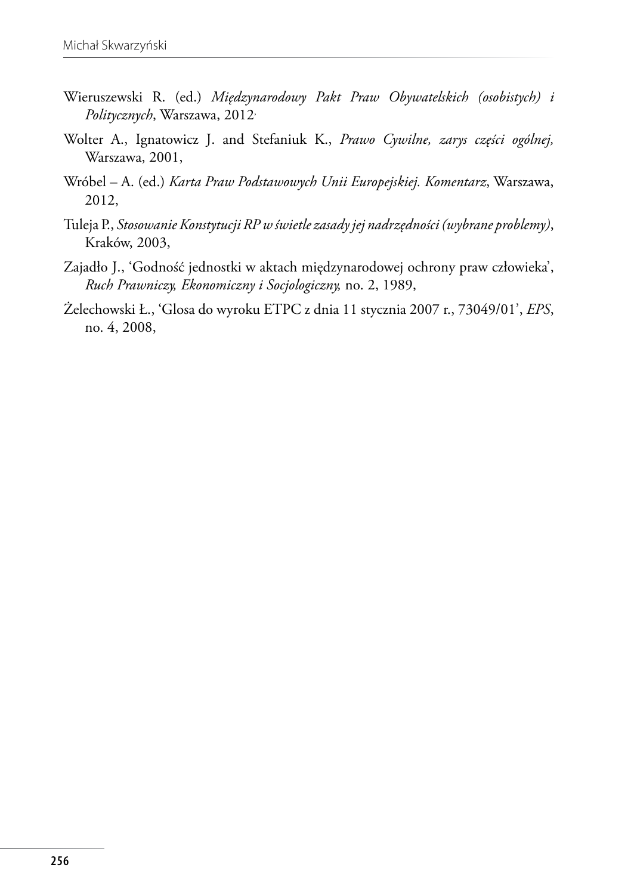Wieruszewski R. (ed.) *Międzynarodowy Pakt Praw Obywatelskich (osobistych) i Politycznych*, Warszawa, 2012,

Wolter A., Ignatowicz J. and Stefaniuk K., *Prawo Cywilne, zarys części ogólnej,* Warszawa, 2001,

Wróbel – A. (ed.) *Karta Praw Podstawowych Unii Europejskiej. Komentarz*, Warszawa, 2012,

Tuleja P., *Stosowanie Konstytucji RP w świetle zasady jej nadrzędności (wybrane problemy)*, Kraków, 2003,

Zajadło J., 'Godność jednostki w aktach międzynarodowej ochrony praw człowieka', *Ruch Prawniczy, Ekonomiczny i Socjologiczny,* no. 2, 1989,

Żelechowski Ł., 'Glosa do wyroku ETPC z dnia 11 stycznia 2007 r., 73049/01', *EPS*, no. 4, 2008,